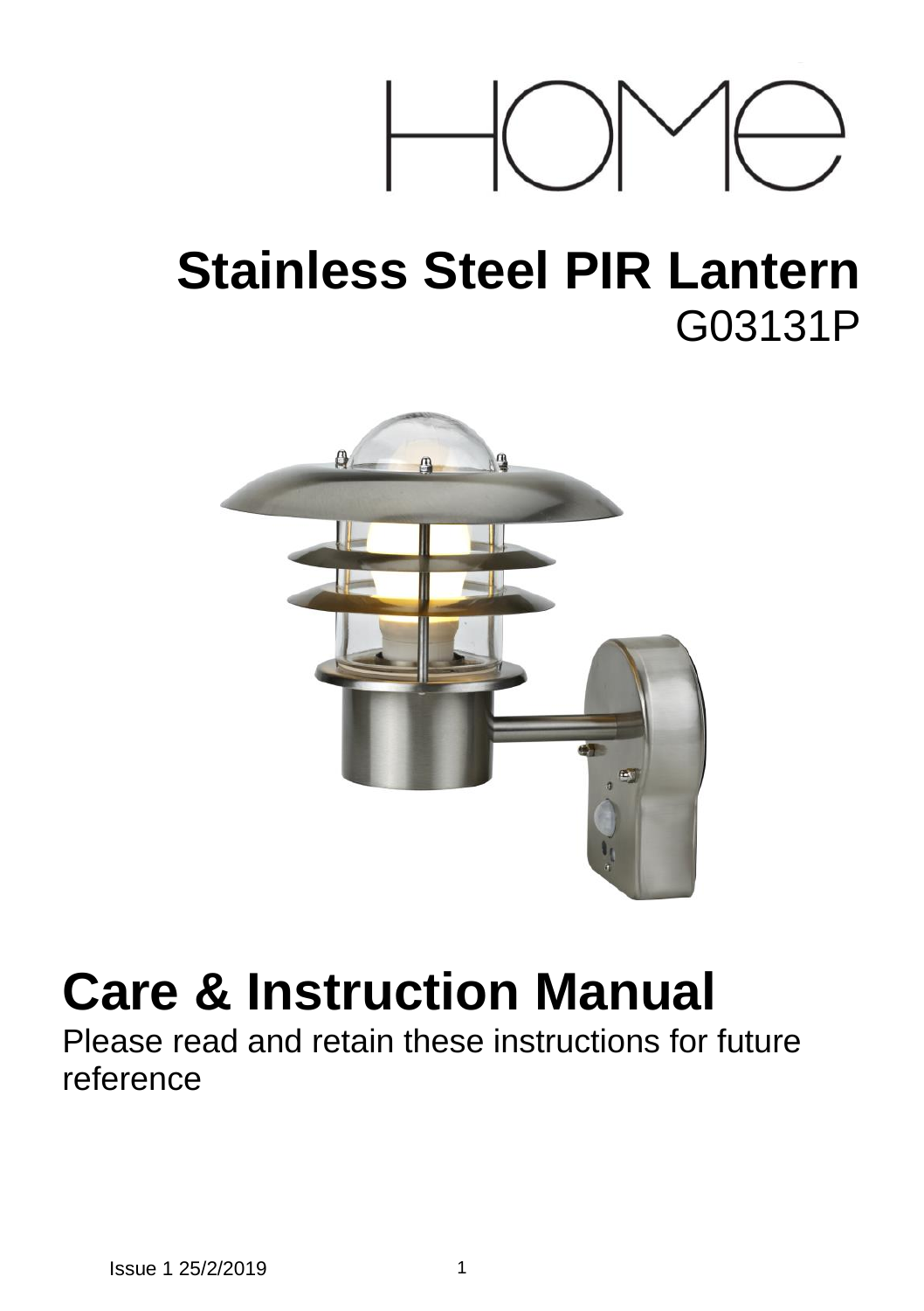HOME

# Stainless Steel PIR Lantern

G03131P

# Care & Instruction Manual

Please read and retain these instructions for future reference

Issue 1 25/2/2019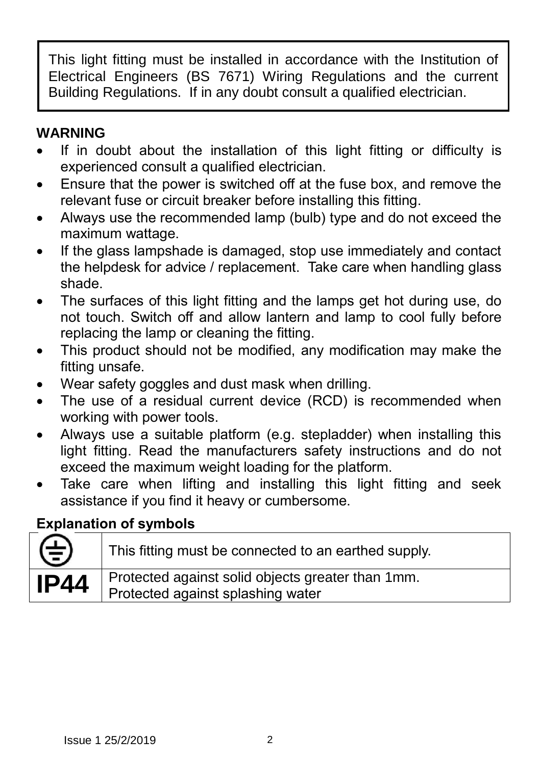This light fitting must be installed in accordance with the Institution of Electrical Engineers (BS 7671) Wiring Regulations and the current Building Regulations. If in any doubt consult a qualified electrician.

**WARNING**

- If in doubt about the installation of this light fitting or difficulty is experienced consult a qualified electrician.
- Ensure that the power is switched off at the fuse box, and remove the relevant fuse or circuit breaker before installing this fitting.
- Always use the recommended lamp (bulb) type and do not exceed the maximum wattage.
- If the glass lampshade is damaged, stop use immediately and contact the helpdesk for advice / replacement. Take care when handling glass shade.
- The surfaces of this light fitting and the lamps get hot during use, do not touch. Switch off and allow lantern and lamp to cool fully before replacing the lamp or cleaning the fitting.
- This product should not be modified, any modification may make the fitting unsafe.
- Wear safety goggles and dust mask when drilling.
- The use of a residual current device (RCD) is recommended when working with power tools.
- Always use a suitable platform (e.g. stepladder) when installing this light fitting. Read the manufacturers safety instructions and do not exceed the maximum weight loading for the platform.
- Take care when lifting and installing this light fitting and seek assistance if you find it heavy or cumbersome.

**Explanation of symbols**

| | |
|---|---|
| ⏚ | This fitting must be connected to an earthed supply. |
| **IP44** | Protected against solid objects greater than 1mm.<br>Protected against splashing water |

Issue 1 25/2/2019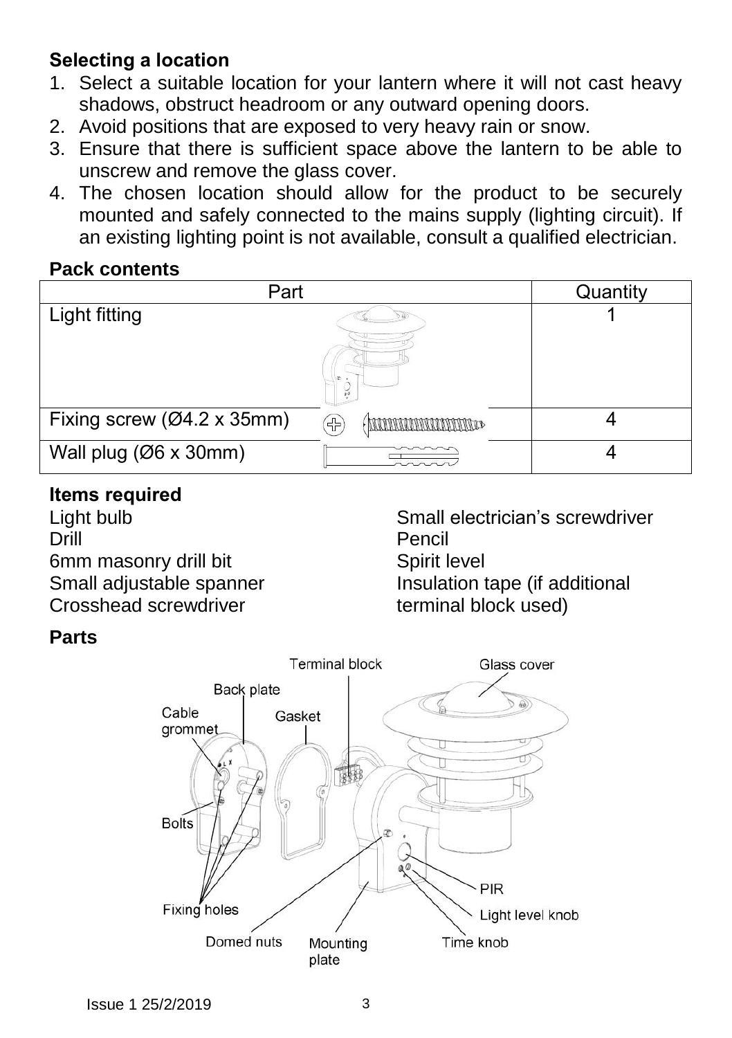## Selecting a location

1. Select a suitable location for your lantern where it will not cast heavy shadows, obstruct headroom or any outward opening doors.
2. Avoid positions that are exposed to very heavy rain or snow.
3. Ensure that there is sufficient space above the lantern to be able to unscrew and remove the glass cover.
4. The chosen location should allow for the product to be securely mounted and safely connected to the mains supply (lighting circuit). If an existing lighting point is not available, consult a qualified electrician.

## Pack contents

| Part | Quantity |
|---|---|
| Light fitting | 1 |
| Fixing screw (Ø4.2 x 35mm) | 4 |
| Wall plug (Ø6 x 30mm) | 4 |

## Items required

Light bulb
Drill
6mm masonry drill bit
Small adjustable spanner
Crosshead screwdriver
Small electrician's screwdriver
Pencil
Spirit level
Insulation tape (if additional terminal block used)

## Parts

Terminal block, Glass cover, Back plate, Cable grommet, Gasket, Bolts, Fixing holes, PIR, Light level knob, Domed nuts, Mounting plate, Time knob

Issue 1 25/2/2019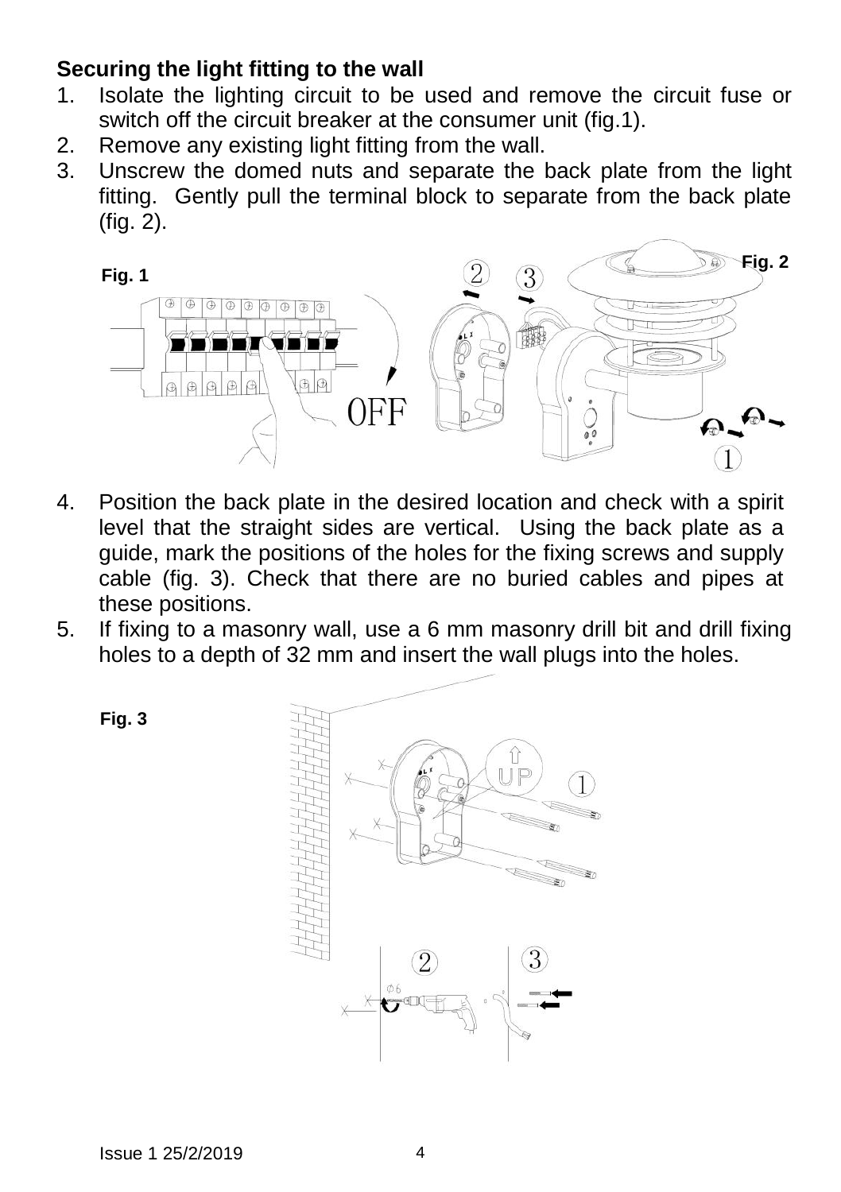**Securing the light fitting to the wall**

1. Isolate the lighting circuit to be used and remove the circuit fuse or switch off the circuit breaker at the consumer unit (fig.1).
2. Remove any existing light fitting from the wall.
3. Unscrew the domed nuts and separate the back plate from the light fitting. Gently pull the terminal block to separate from the back plate (fig. 2).

Fig. 1

Fig. 2

4. Position the back plate in the desired location and check with a spirit level that the straight sides are vertical. Using the back plate as a guide, mark the positions of the holes for the fixing screws and supply cable (fig. 3). Check that there are no buried cables and pipes at these positions.
5. If fixing to a masonry wall, use a 6 mm masonry drill bit and drill fixing holes to a depth of 32 mm and insert the wall plugs into the holes.

Fig. 3

Issue 1 25/2/2019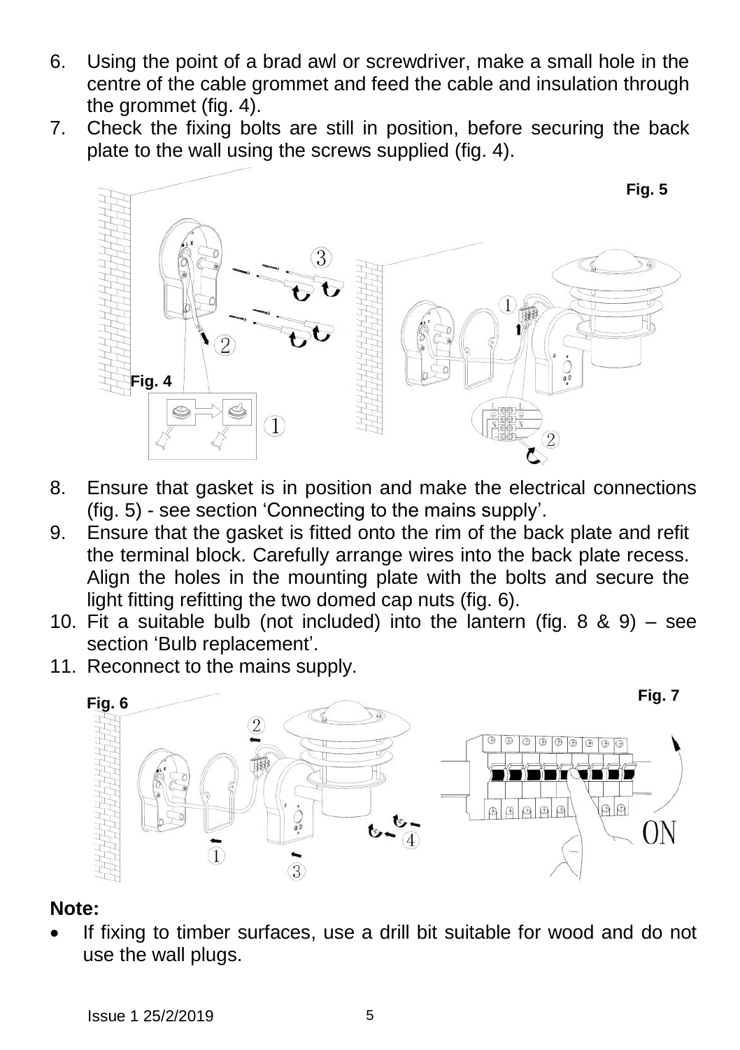6. Using the point of a brad awl or screwdriver, make a small hole in the centre of the cable grommet and feed the cable and insulation through the grommet (fig. 4).
7. Check the fixing bolts are still in position, before securing the back plate to the wall using the screws supplied (fig. 4).

Fig. 4

Fig. 5

8. Ensure that gasket is in position and make the electrical connections (fig. 5) - see section 'Connecting to the mains supply'.
9. Ensure that the gasket is fitted onto the rim of the back plate and refit the terminal block. Carefully arrange wires into the back plate recess. Align the holes in the mounting plate with the bolts and secure the light fitting refitting the two domed cap nuts (fig. 6).
10. Fit a suitable bulb (not included) into the lantern (fig. 8 & 9) – see section 'Bulb replacement'.
11. Reconnect to the mains supply.

Fig. 6

Fig. 7

**Note:**

- If fixing to timber surfaces, use a drill bit suitable for wood and do not use the wall plugs.

Issue 1 25/2/2019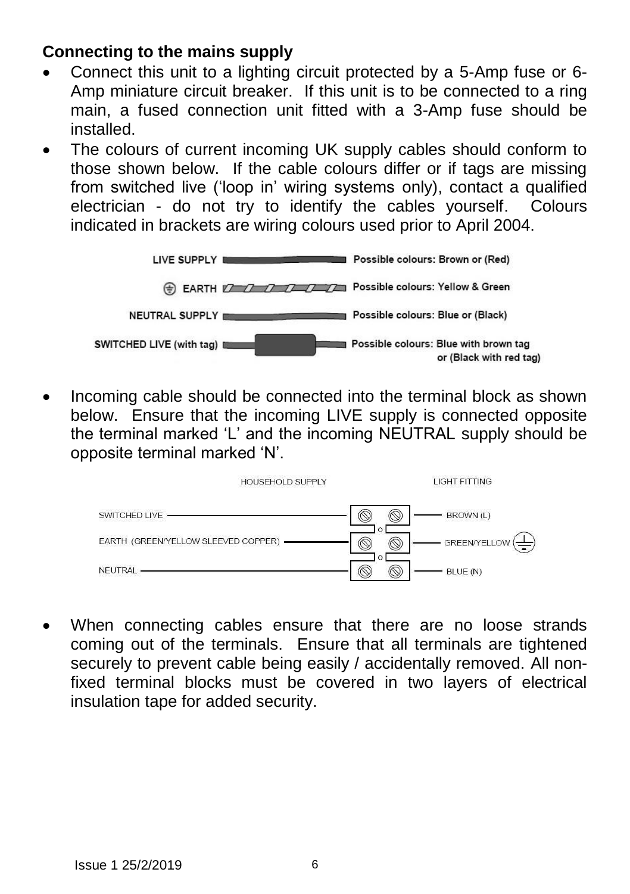**Connecting to the mains supply**

- Connect this unit to a lighting circuit protected by a 5-Amp fuse or 6-Amp miniature circuit breaker. If this unit is to be connected to a ring main, a fused connection unit fitted with a 3-Amp fuse should be installed.
- The colours of current incoming UK supply cables should conform to those shown below. If the cable colours differ or if tags are missing from switched live ('loop in' wiring systems only), contact a qualified electrician - do not try to identify the cables yourself. Colours indicated in brackets are wiring colours used prior to April 2004.

| Cable | Possible colours |
| --- | --- |
| LIVE SUPPLY | Possible colours: Brown or (Red) |
| EARTH | Possible colours: Yellow & Green |
| NEUTRAL SUPPLY | Possible colours: Blue or (Black) |
| SWITCHED LIVE (with tag) | Possible colours: Blue with brown tag or (Black with red tag) |

- Incoming cable should be connected into the terminal block as shown below. Ensure that the incoming LIVE supply is connected opposite the terminal marked 'L' and the incoming NEUTRAL supply should be opposite terminal marked 'N'.

| HOUSEHOLD SUPPLY | LIGHT FITTING |
| --- | --- |
| SWITCHED LIVE | BROWN (L) |
| EARTH (GREEN/YELLOW SLEEVED COPPER) | GREEN/YELLOW |
| NEUTRAL | BLUE (N) |

- When connecting cables ensure that there are no loose strands coming out of the terminals. Ensure that all terminals are tightened securely to prevent cable being easily / accidentally removed. All non-fixed terminal blocks must be covered in two layers of electrical insulation tape for added security.

Issue 1 25/2/2019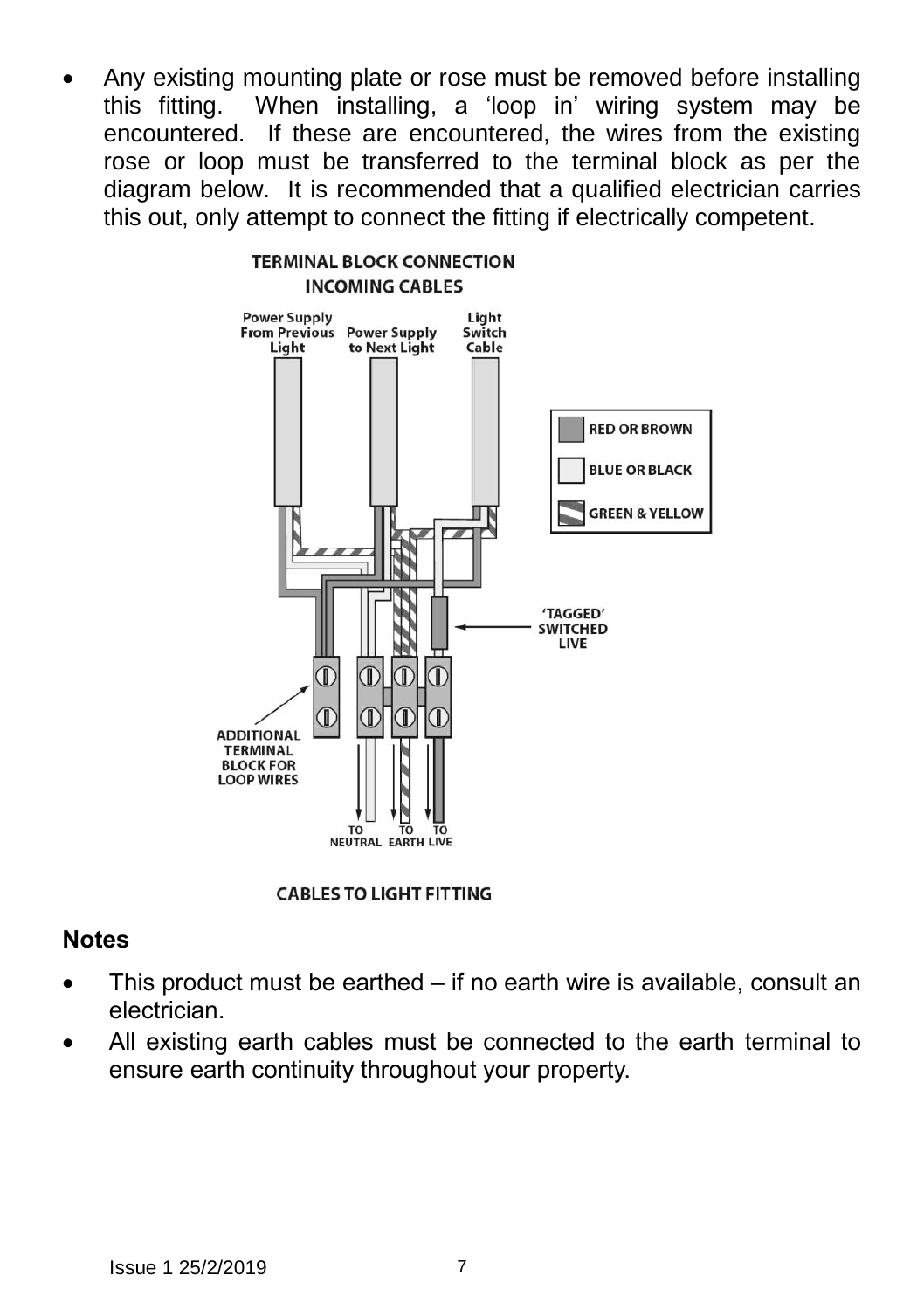- Any existing mounting plate or rose must be removed before installing this fitting. When installing, a 'loop in' wiring system may be encountered. If these are encountered, the wires from the existing rose or loop must be transferred to the terminal block as per the diagram below. It is recommended that a qualified electrician carries this out, only attempt to connect the fitting if electrically competent.

TERMINAL BLOCK CONNECTION
INCOMING CABLES

Power Supply From Previous Light | Power Supply to Next Light | Light Switch Cable

RED OR BROWN
BLUE OR BLACK
GREEN & YELLOW

'TAGGED' SWITCHED LIVE

ADDITIONAL TERMINAL BLOCK FOR LOOP WIRES

TO NEUTRAL | TO EARTH | TO LIVE

CABLES TO LIGHT FITTING

## Notes

- This product must be earthed – if no earth wire is available, consult an electrician.
- All existing earth cables must be connected to the earth terminal to ensure earth continuity throughout your property.

Issue 1 25/2/2019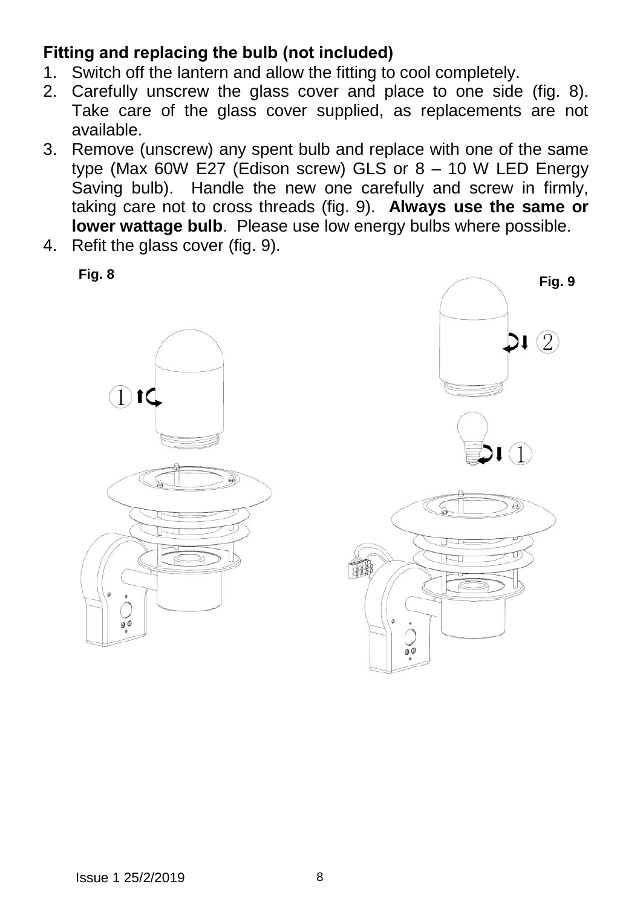### Fitting and replacing the bulb (not included)

1. Switch off the lantern and allow the fitting to cool completely.
2. Carefully unscrew the glass cover and place to one side (fig. 8). Take care of the glass cover supplied, as replacements are not available.
3. Remove (unscrew) any spent bulb and replace with one of the same type (Max 60W E27 (Edison screw) GLS or 8 – 10 W LED Energy Saving bulb). Handle the new one carefully and screw in firmly, taking care not to cross threads (fig. 9). **Always use the same or lower wattage bulb**. Please use low energy bulbs where possible.
4. Refit the glass cover (fig. 9).

**Fig. 8**

**Fig. 9**

Issue 1 25/2/2019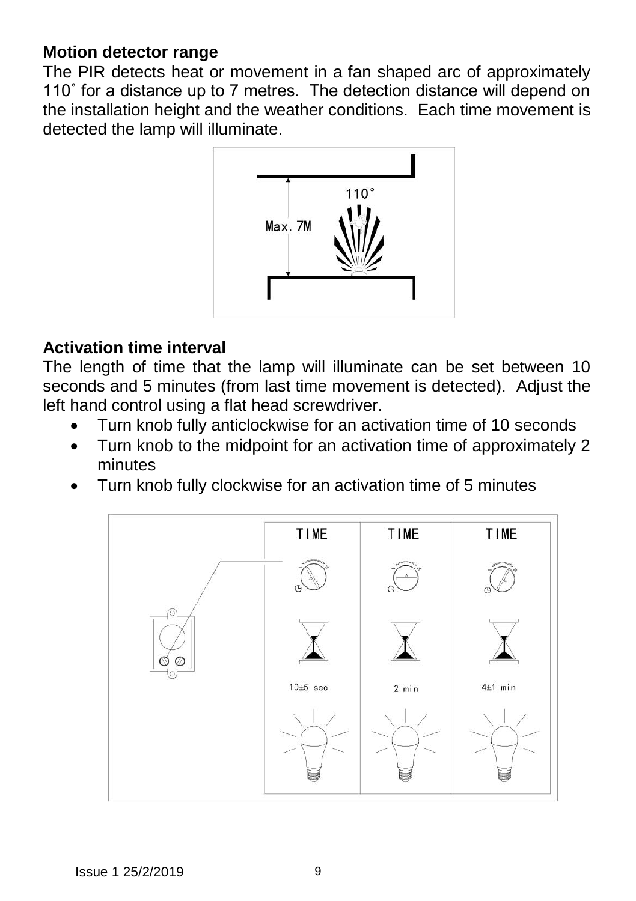## Motion detector range

The PIR detects heat or movement in a fan shaped arc of approximately 110˚ for a distance up to 7 metres. The detection distance will depend on the installation height and the weather conditions. Each time movement is detected the lamp will illuminate.

## Activation time interval

The length of time that the lamp will illuminate can be set between 10 seconds and 5 minutes (from last time movement is detected). Adjust the left hand control using a flat head screwdriver.

- Turn knob fully anticlockwise for an activation time of 10 seconds
- Turn knob to the midpoint for an activation time of approximately 2 minutes
- Turn knob fully clockwise for an activation time of 5 minutes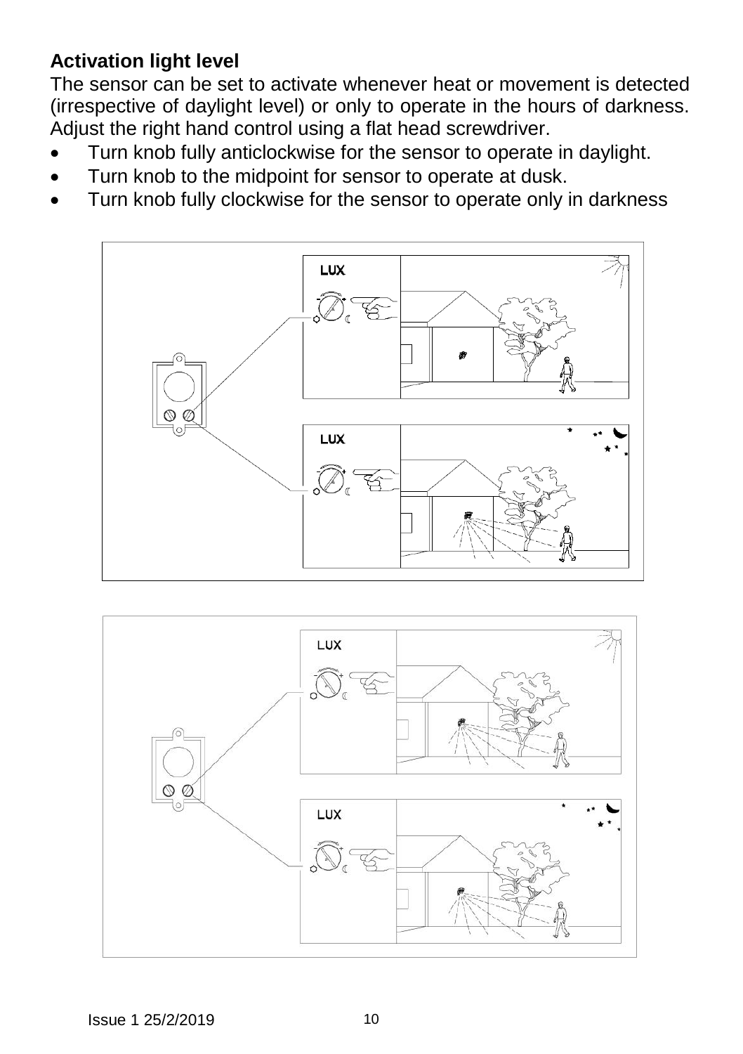## Activation light level

The sensor can be set to activate whenever heat or movement is detected (irrespective of daylight level) or only to operate in the hours of darkness. Adjust the right hand control using a flat head screwdriver.

- Turn knob fully anticlockwise for the sensor to operate in daylight.
- Turn knob to the midpoint for sensor to operate at dusk.
- Turn knob fully clockwise for the sensor to operate only in darkness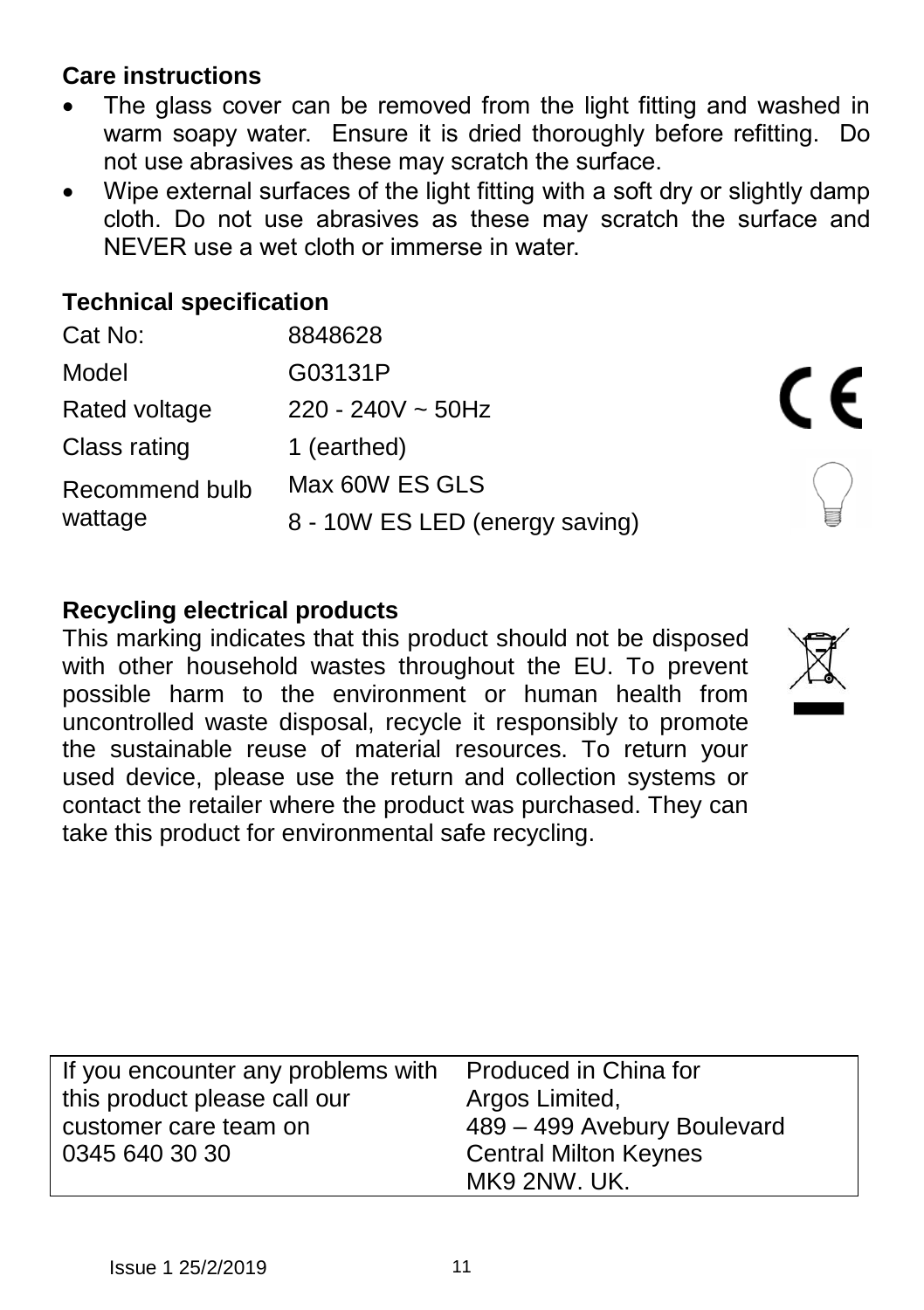## Care instructions

- The glass cover can be removed from the light fitting and washed in warm soapy water. Ensure it is dried thoroughly before refitting. Do not use abrasives as these may scratch the surface.
- Wipe external surfaces of the light fitting with a soft dry or slightly damp cloth. Do not use abrasives as these may scratch the surface and NEVER use a wet cloth or immerse in water.

## Technical specification

| | |
|---|---|
| Cat No: | 8848628 |
| Model | G03131P |
| Rated voltage | 220 - 240V ~ 50Hz |
| Class rating | 1 (earthed) |
| Recommend bulb wattage | Max 60W ES GLS<br>8 - 10W ES LED (energy saving) |

## Recycling electrical products

This marking indicates that this product should not be disposed with other household wastes throughout the EU. To prevent possible harm to the environment or human health from uncontrolled waste disposal, recycle it responsibly to promote the sustainable reuse of material resources. To return your used device, please use the return and collection systems or contact the retailer where the product was purchased. They can take this product for environmental safe recycling.

| | |
|---|---|
| If you encounter any problems with this product please call our customer care team on 0345 640 30 30 | Produced in China for<br>Argos Limited,<br>489 – 499 Avebury Boulevard<br>Central Milton Keynes<br>MK9 2NW. UK. |

Issue 1 25/2/2019